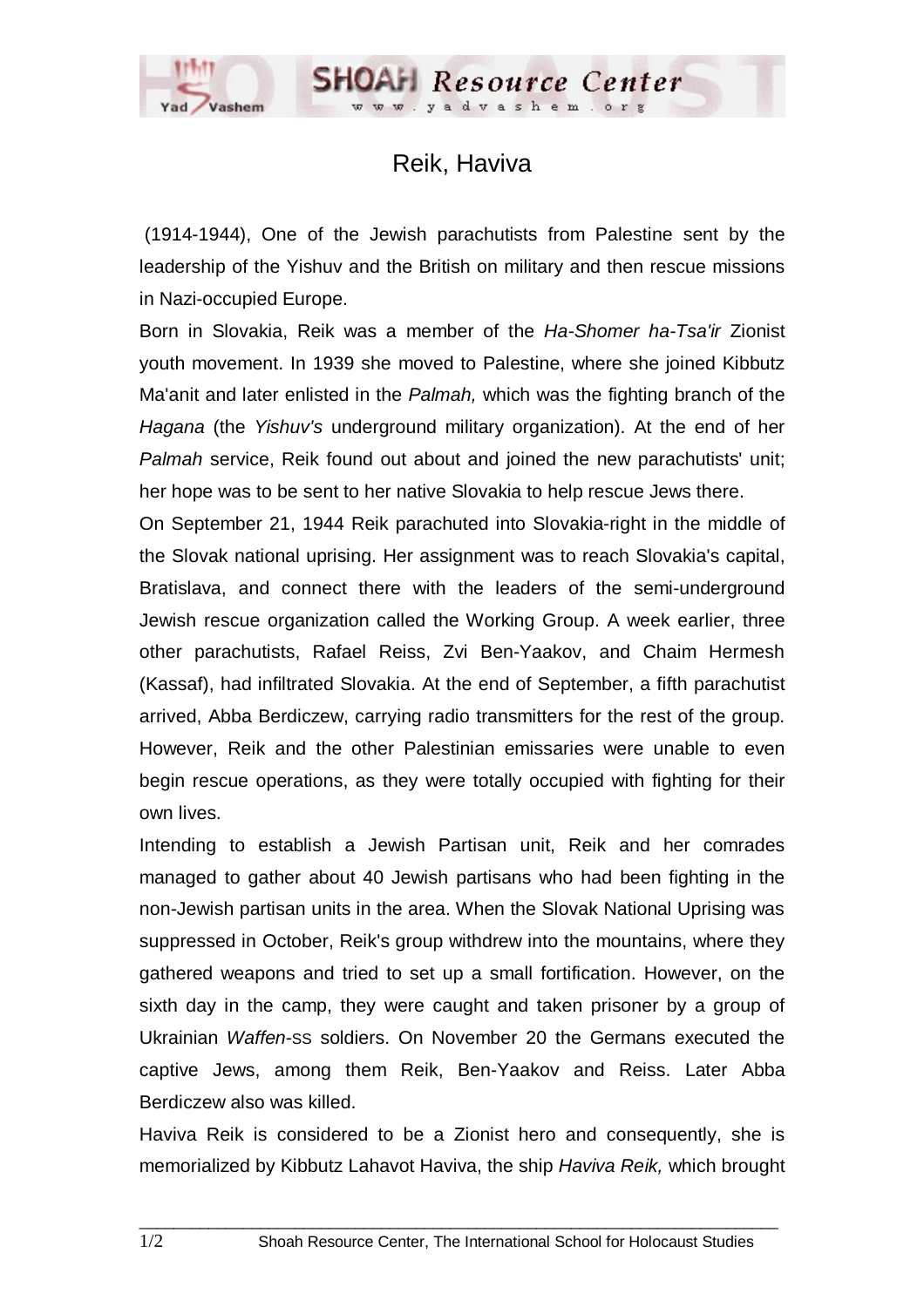# Reik, Haviva

(1914-1944), One of the Jewish parachutists from Palestine sent by the leadership of the Yishuv and the British on military and then rescue missions in Nazi-occupied Europe.

Born in Slovakia, Reik was a member of the *Ha-Shomer ha-Tsa'ir* Zionist youth movement. In 1939 she moved to Palestine, where she joined Kibbutz Ma'anit and later enlisted in the *Palmah,* which was the fighting branch of the *Hagana* (the *Yishuv's* underground military organization). At the end of her *Palmah* service, Reik found out about and joined the new parachutists' unit; her hope was to be sent to her native Slovakia to help rescue Jews there.

On September 21, 1944 Reik parachuted into Slovakia-right in the middle of the Slovak national uprising. Her assignment was to reach Slovakia's capital, Bratislava, and connect there with the leaders of the semi-underground Jewish rescue organization called the Working Group. A week earlier, three other parachutists, Rafael Reiss, Zvi Ben-Yaakov, and Chaim Hermesh (Kassaf), had infiltrated Slovakia. At the end of September, a fifth parachutist arrived, Abba Berdiczew, carrying radio transmitters for the rest of the group. However, Reik and the other Palestinian emissaries were unable to even begin rescue operations, as they were totally occupied with fighting for their own lives.

Intending to establish a Jewish Partisan unit, Reik and her comrades managed to gather about 40 Jewish partisans who had been fighting in the non-Jewish partisan units in the area. When the Slovak National Uprising was suppressed in October, Reik's group withdrew into the mountains, where they gathered weapons and tried to set up a small fortification. However, on the sixth day in the camp, they were caught and taken prisoner by a group of Ukrainian *Waffen*-SS soldiers. On November 20 the Germans executed the captive Jews, among them Reik, Ben-Yaakov and Reiss. Later Abba Berdiczew also was killed.

Haviva Reik is considered to be a Zionist hero and consequently, she is memorialized by Kibbutz Lahavot Haviva, the ship *Haviva Reik,* which brought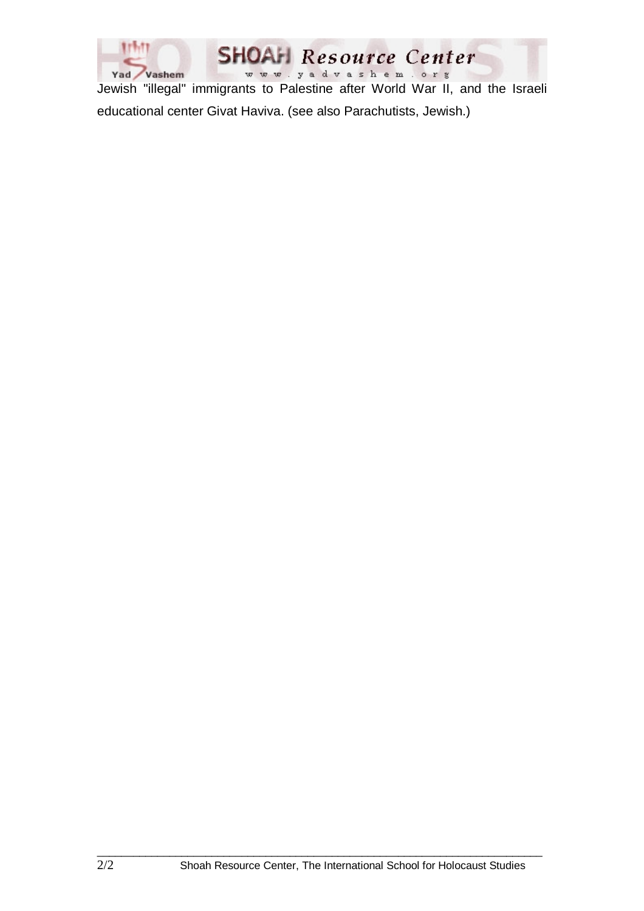Jewish "illegal" immigrants to Palestine after World War II, and the Israeli educational center Givat Haviva. (see also Parachutists, Jewish.)